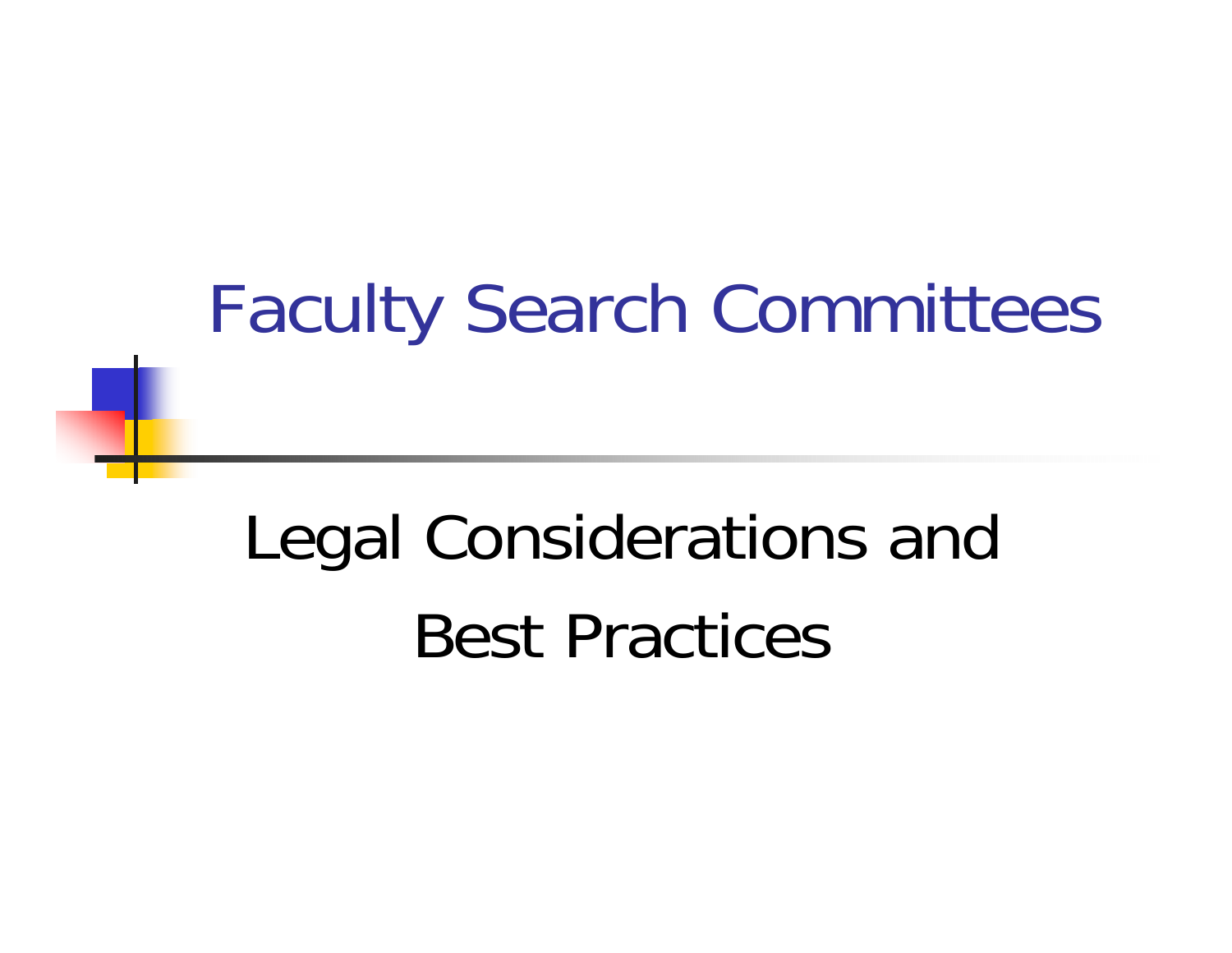# Faculty Search Committees

## Legal Considerations and Best Practices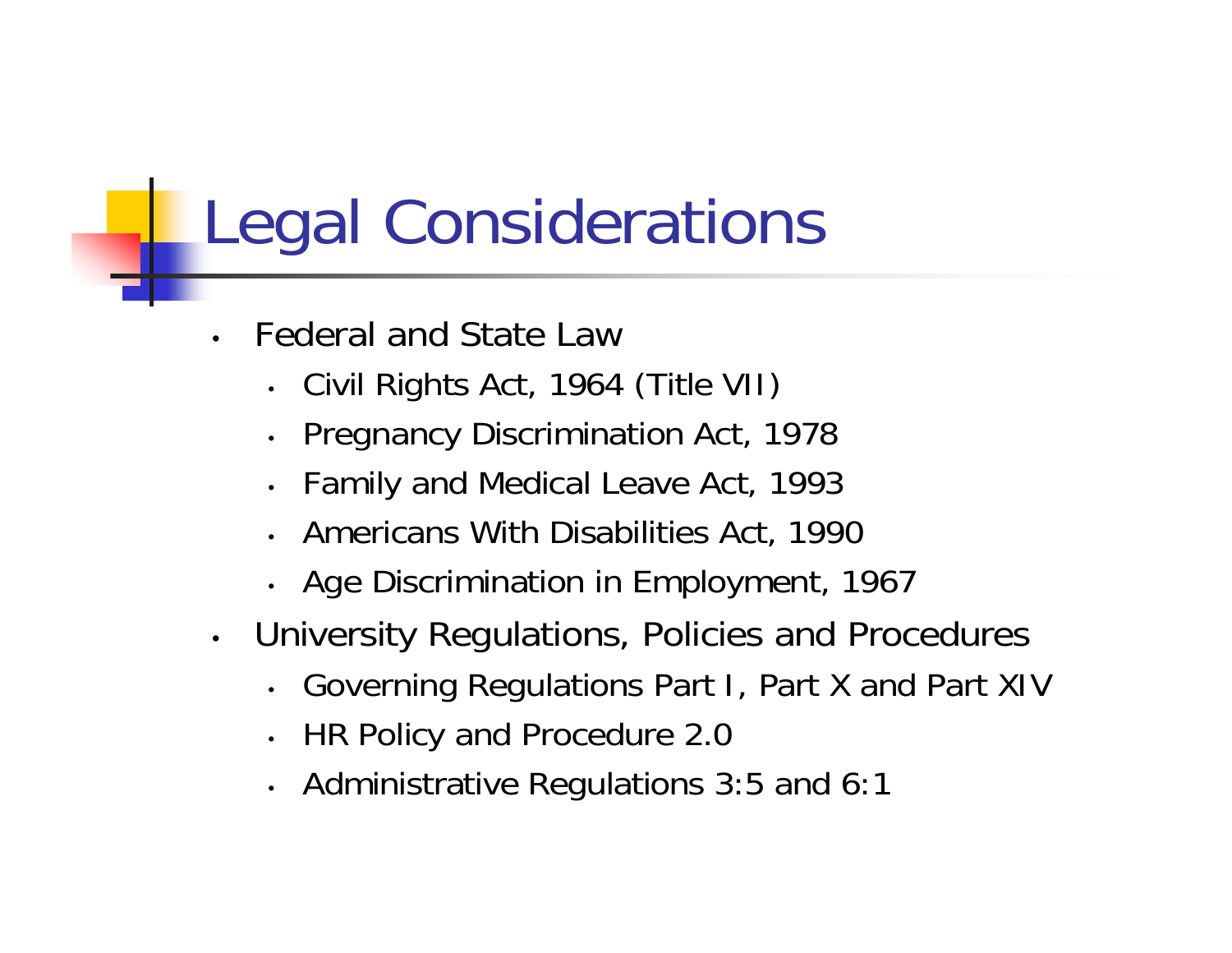# Legal Considerations

- Federal and State Law
  - Civil Rights Act, 1964 (Title VII)
  - Pregnancy Discrimination Act, 1978
  - Family and Medical Leave Act, 1993
  - Americans With Disabilities Act, 1990
  - Age Discrimination in Employment, 1967
- University Regulations, Policies and Procedures
  - Governing Regulations Part I, Part X and Part XIV
  - HR Policy and Procedure 2.0
  - Administrative Regulations 3:5 and 6:1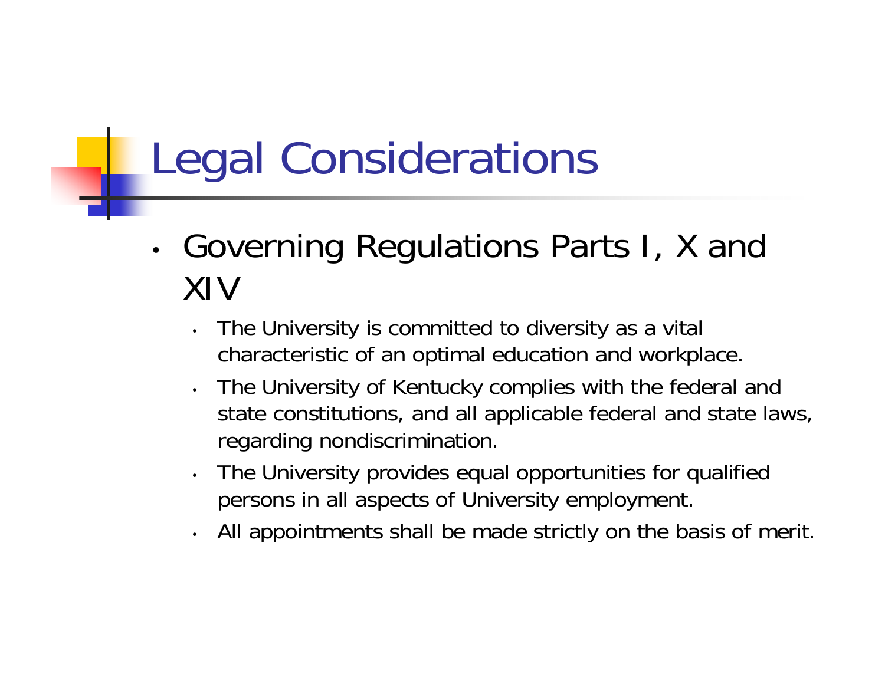# Legal Considerations

- Governing Regulations Parts I, X and XIV
  - The University is committed to diversity as a vital characteristic of an optimal education and workplace.
  - The University of Kentucky complies with the federal and state constitutions, and all applicable federal and state laws, regarding nondiscrimination.
  - The University provides equal opportunities for qualified persons in all aspects of University employment.
  - All appointments shall be made strictly on the basis of merit.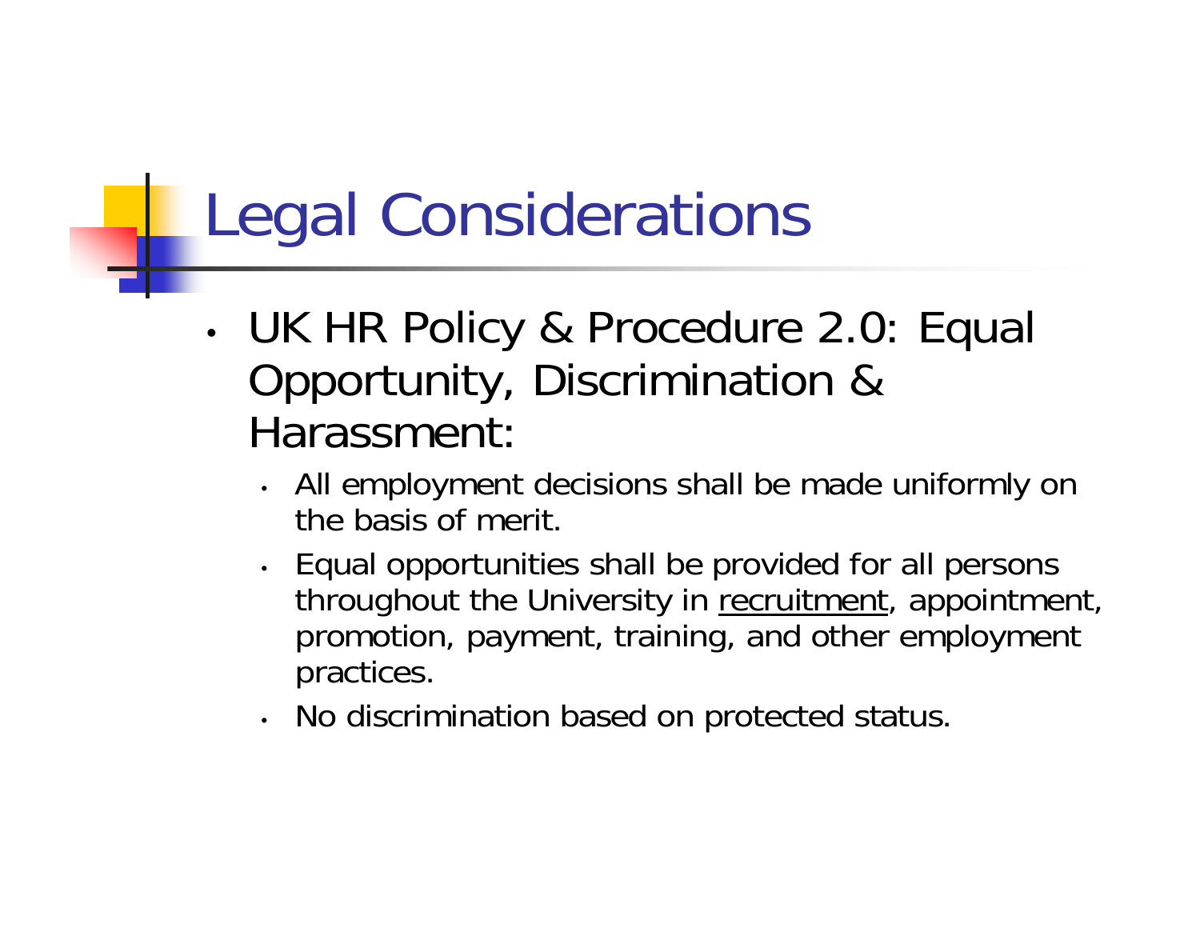# Legal Considerations

- UK HR Policy & Procedure 2.0: Equal Opportunity, Discrimination & Harassment:
  - All employment decisions shall be made uniformly on the basis of merit.
  - Equal opportunities shall be provided for all persons throughout the University in <u>recruitment</u>, appointment, promotion, payment, training, and other employment practices.
  - No discrimination based on protected status.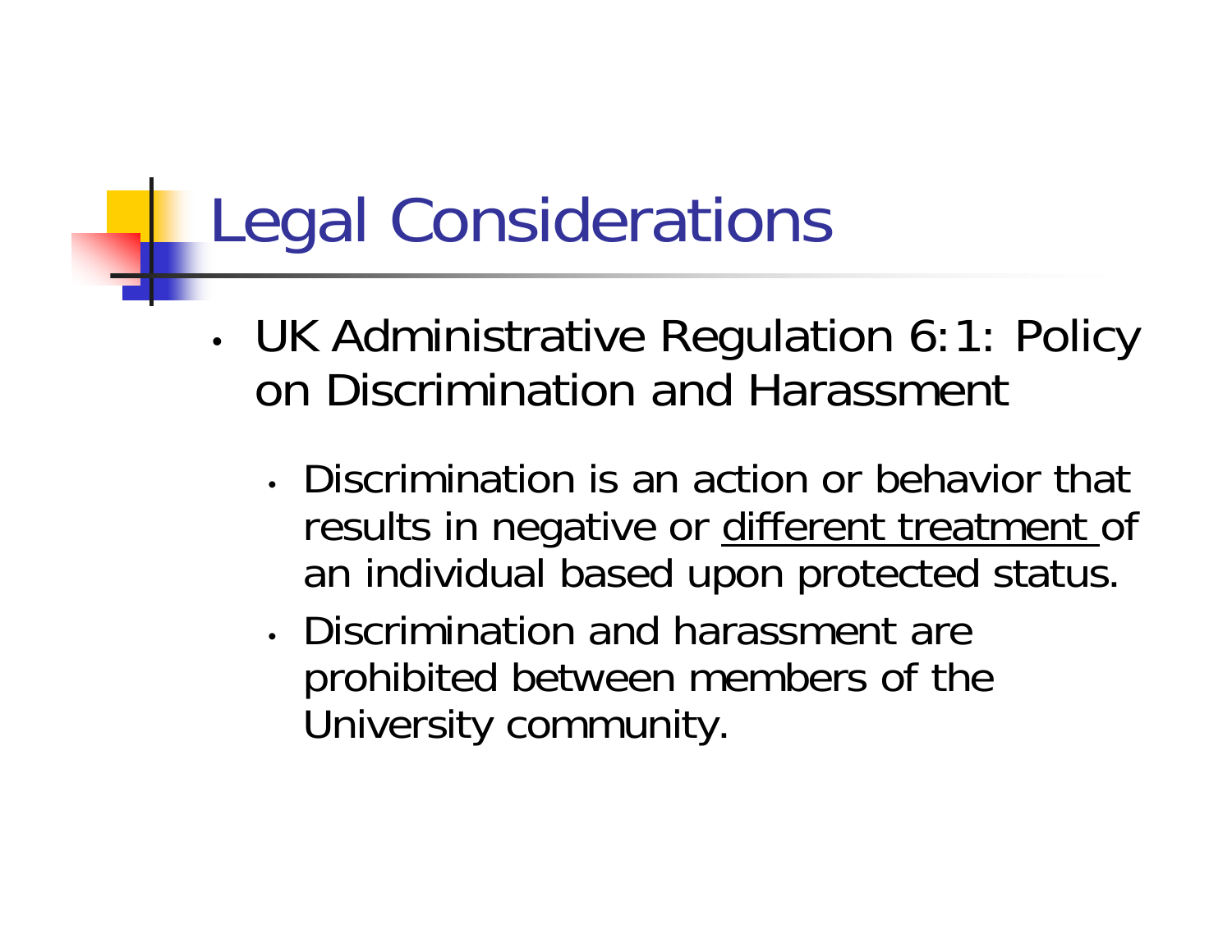# Legal Considerations

- UK Administrative Regulation 6:1: Policy on Discrimination and Harassment
  - Discrimination is an action or behavior that results in negative or <u>different treatment</u> of an individual based upon protected status.
  - Discrimination and harassment are prohibited between members of the University community.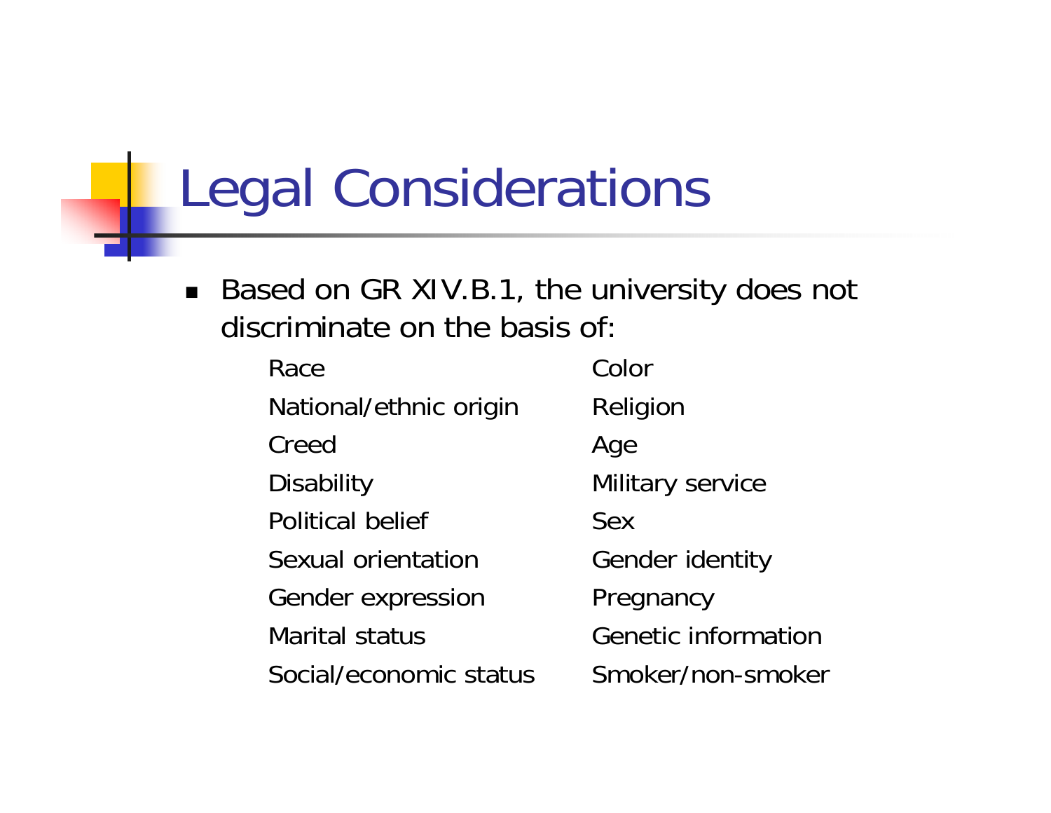# Legal Considerations

- Based on GR XIV.B.1, the university does not discriminate on the basis of:

| | |
|---|---|
| Race | Color |
| National/ethnic origin | Religion |
| Creed | Age |
| Disability | Military service |
| Political belief | Sex |
| Sexual orientation | Gender identity |
| Gender expression | Pregnancy |
| Marital status | Genetic information |
| Social/economic status | Smoker/non-smoker |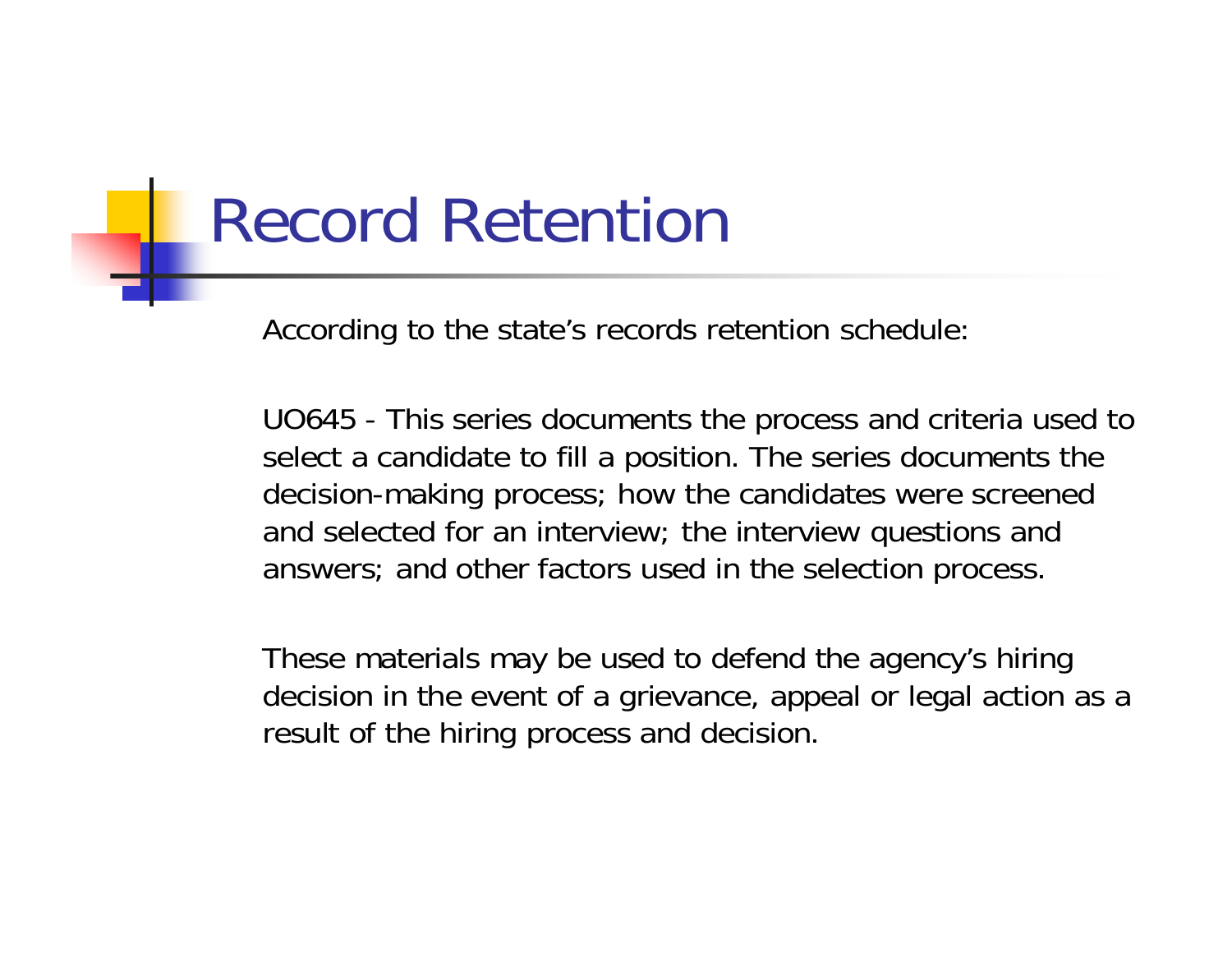# Record Retention

According to the state's records retention schedule:

UO645 - This series documents the process and criteria used to select a candidate to fill a position. The series documents the decision-making process; how the candidates were screened and selected for an interview; the interview questions and answers; and other factors used in the selection process.

These materials may be used to defend the agency's hiring decision in the event of a grievance, appeal or legal action as a result of the hiring process and decision.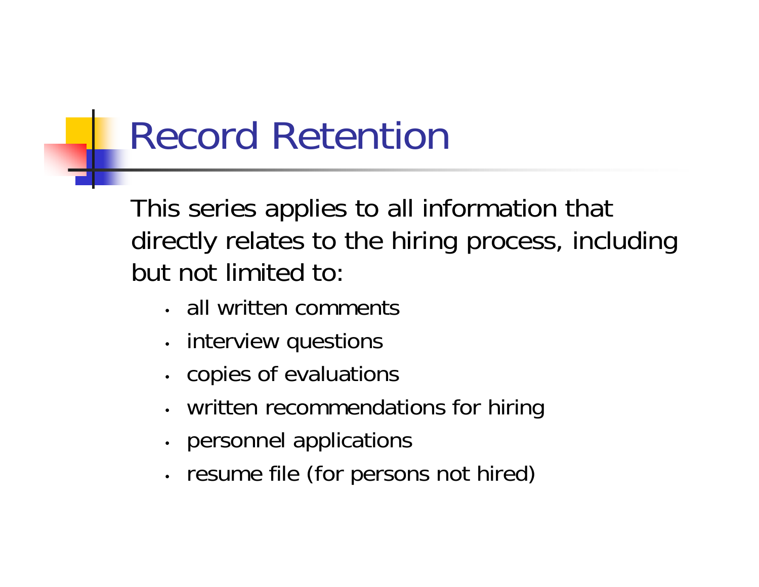# Record Retention

This series applies to all information that directly relates to the hiring process, including but not limited to:

- all written comments
- interview questions
- copies of evaluations
- written recommendations for hiring
- personnel applications
- resume file (for persons not hired)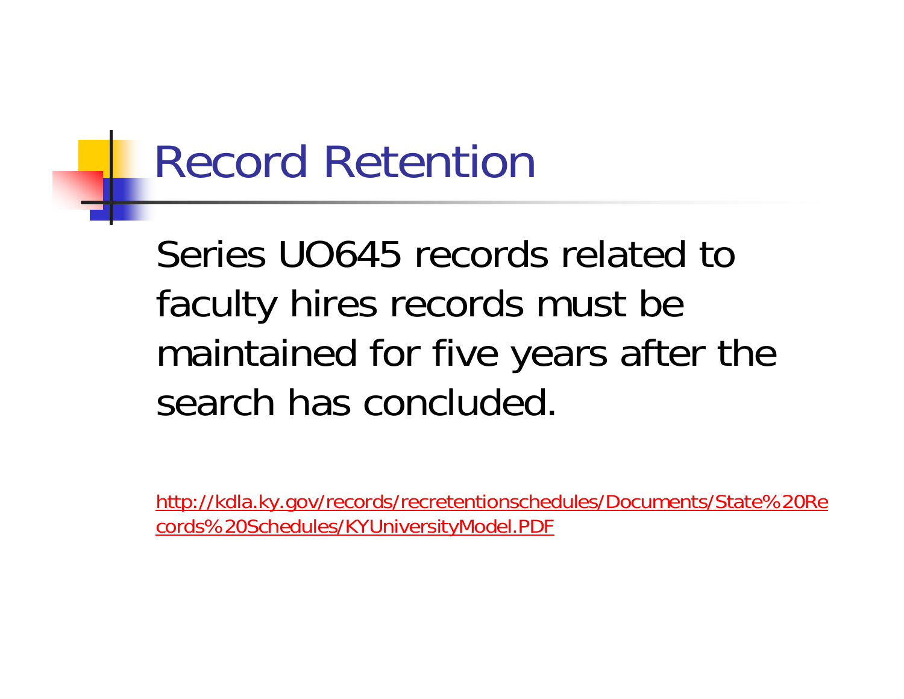# Record Retention

Series UO645 records related to faculty hires records must be maintained for five years after the search has concluded.

http://kdla.ky.gov/records/recretentionschedules/Documents/State%20Records%20Schedules/KYUniversityModel.PDF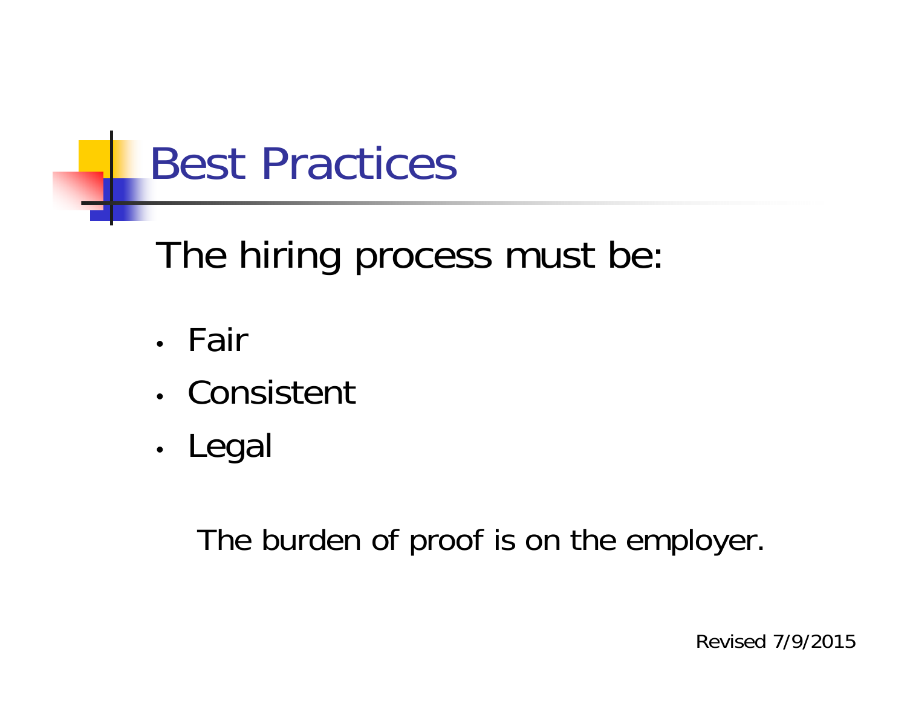# Best Practices

The hiring process must be:

- Fair
- Consistent
- Legal

The burden of proof is on the employer.

Revised 7/9/2015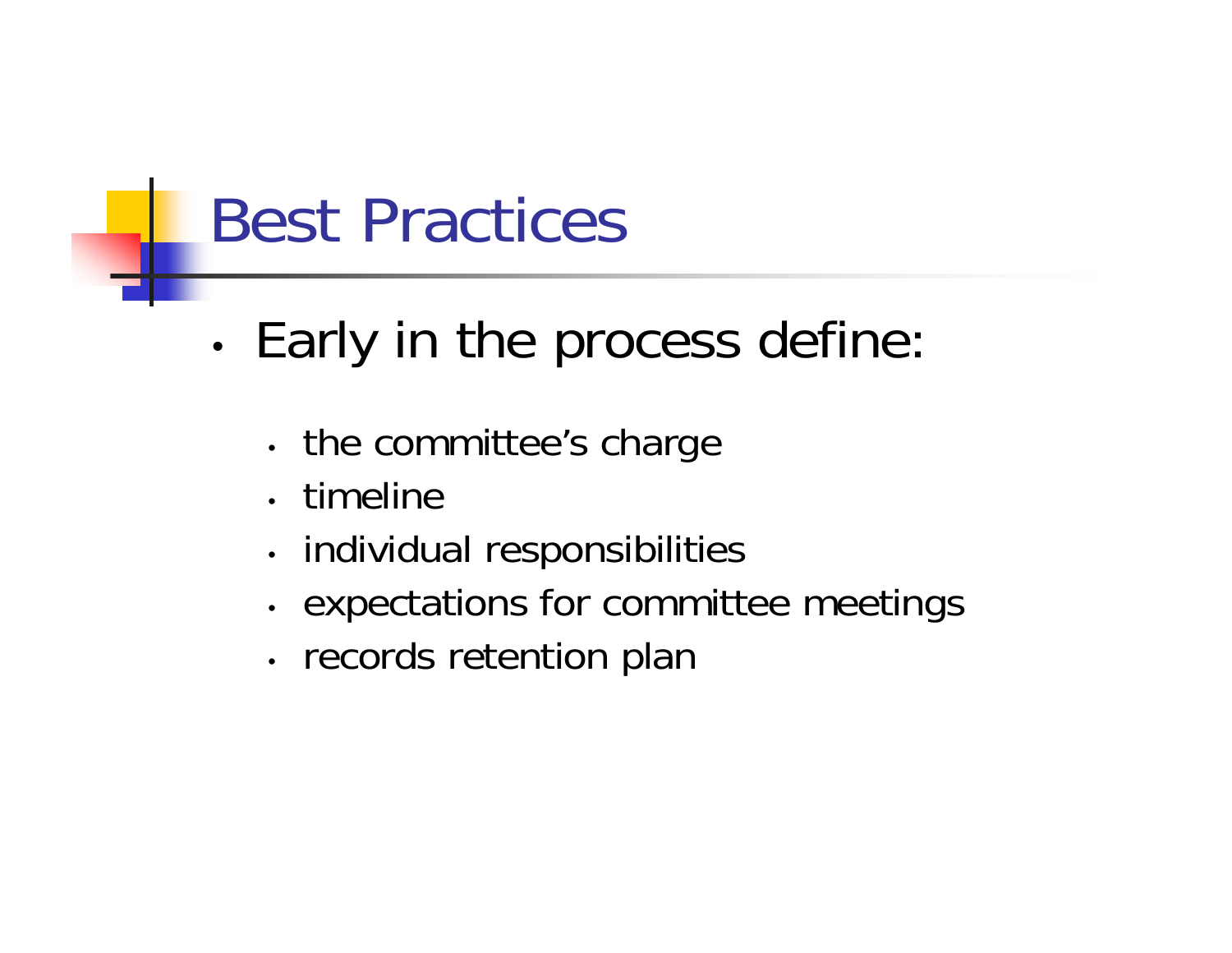# Best Practices

- Early in the process define:
  - the committee's charge
  - timeline
  - individual responsibilities
  - expectations for committee meetings
  - records retention plan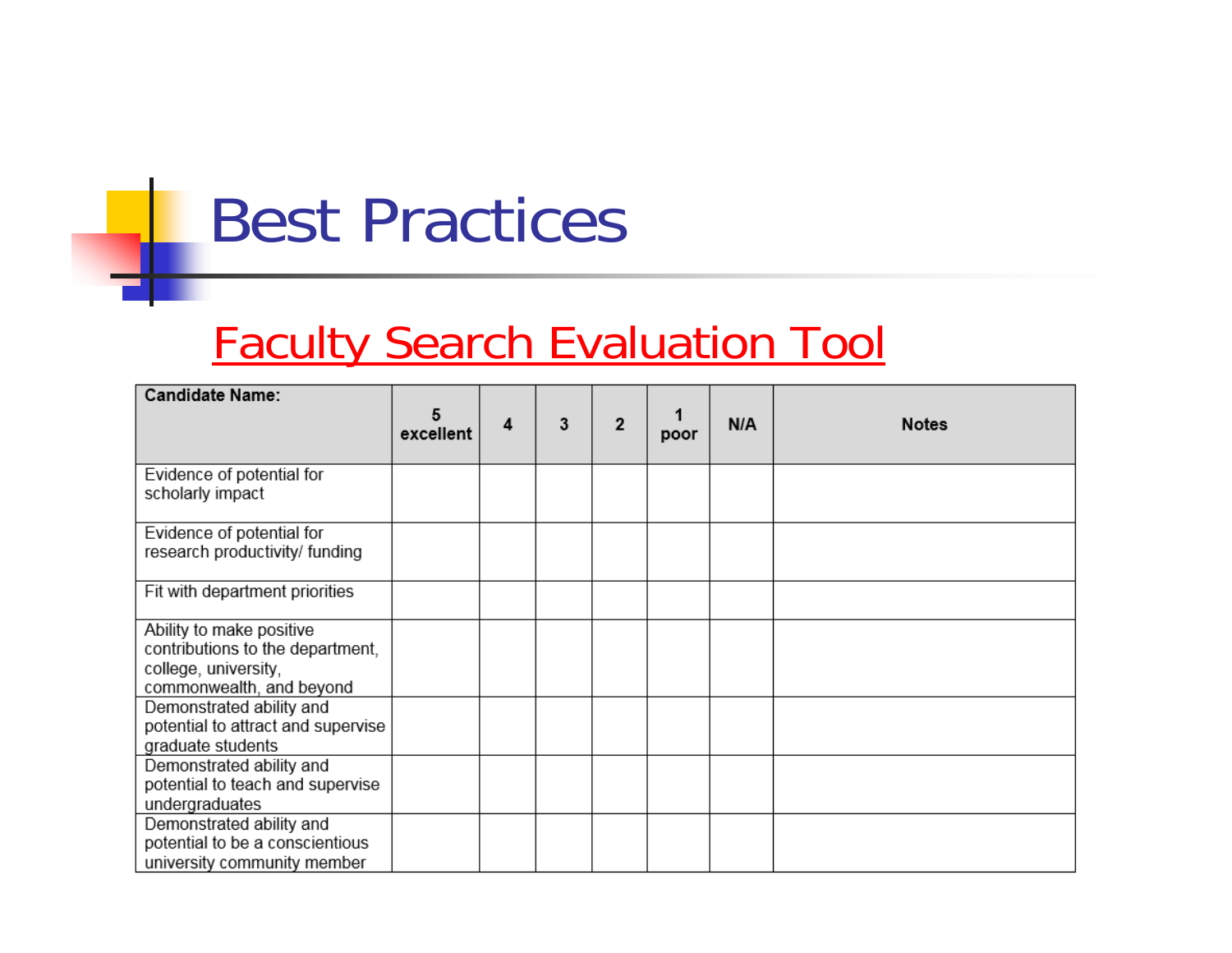# Best Practices

## Faculty Search Evaluation Tool

| Candidate Name: | 5 excellent | 4 | 3 | 2 | 1 poor | N/A | Notes |
|---|---|---|---|---|---|---|---|
| Evidence of potential for scholarly impact | | | | | | | |
| Evidence of potential for research productivity/ funding | | | | | | | |
| Fit with department priorities | | | | | | | |
| Ability to make positive contributions to the department, college, university, commonwealth, and beyond | | | | | | | |
| Demonstrated ability and potential to attract and supervise graduate students | | | | | | | |
| Demonstrated ability and potential to teach and supervise undergraduates | | | | | | | |
| Demonstrated ability and potential to be a conscientious university community member | | | | | | | |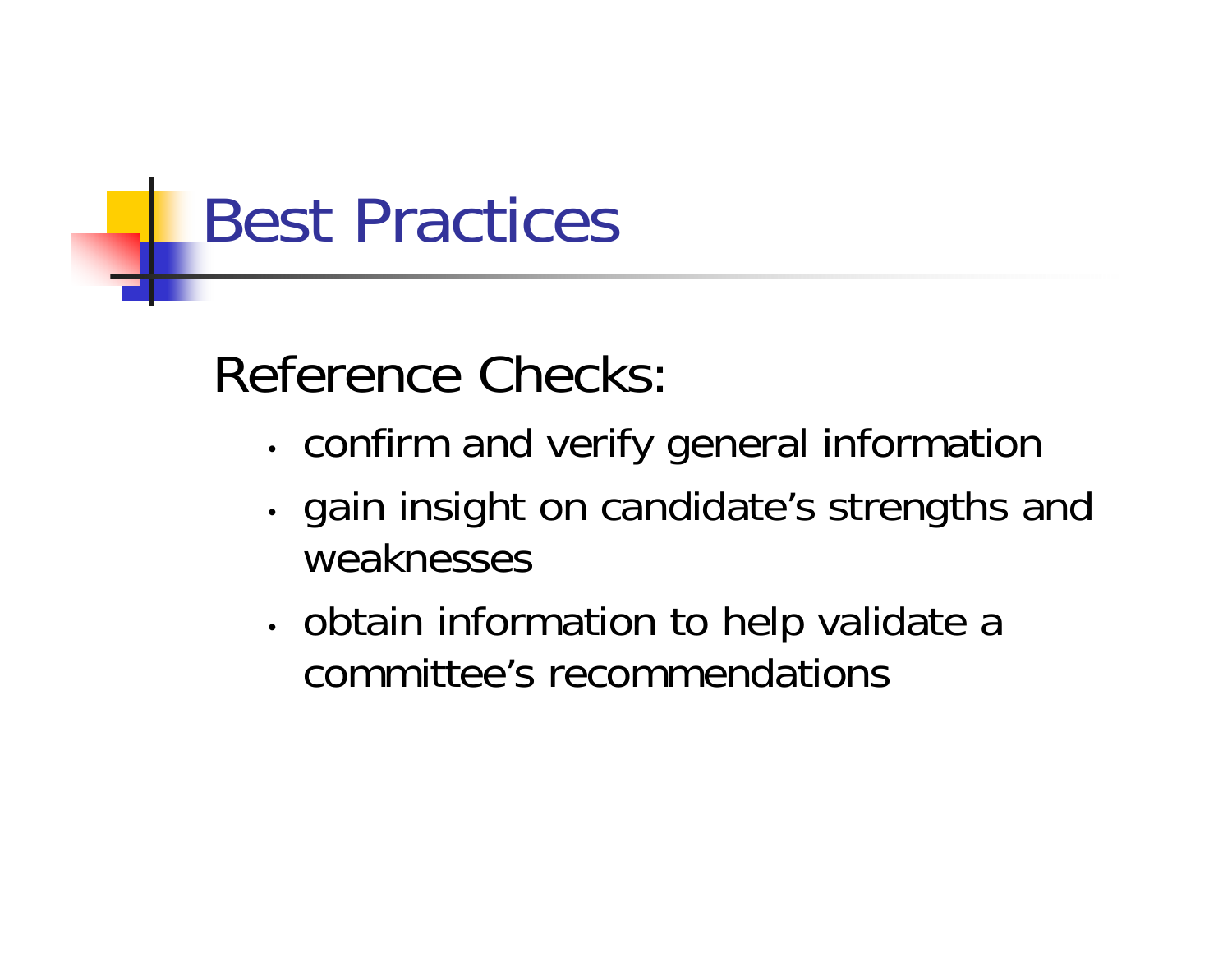# Best Practices

Reference Checks:

- confirm and verify general information
- gain insight on candidate's strengths and weaknesses
- obtain information to help validate a committee's recommendations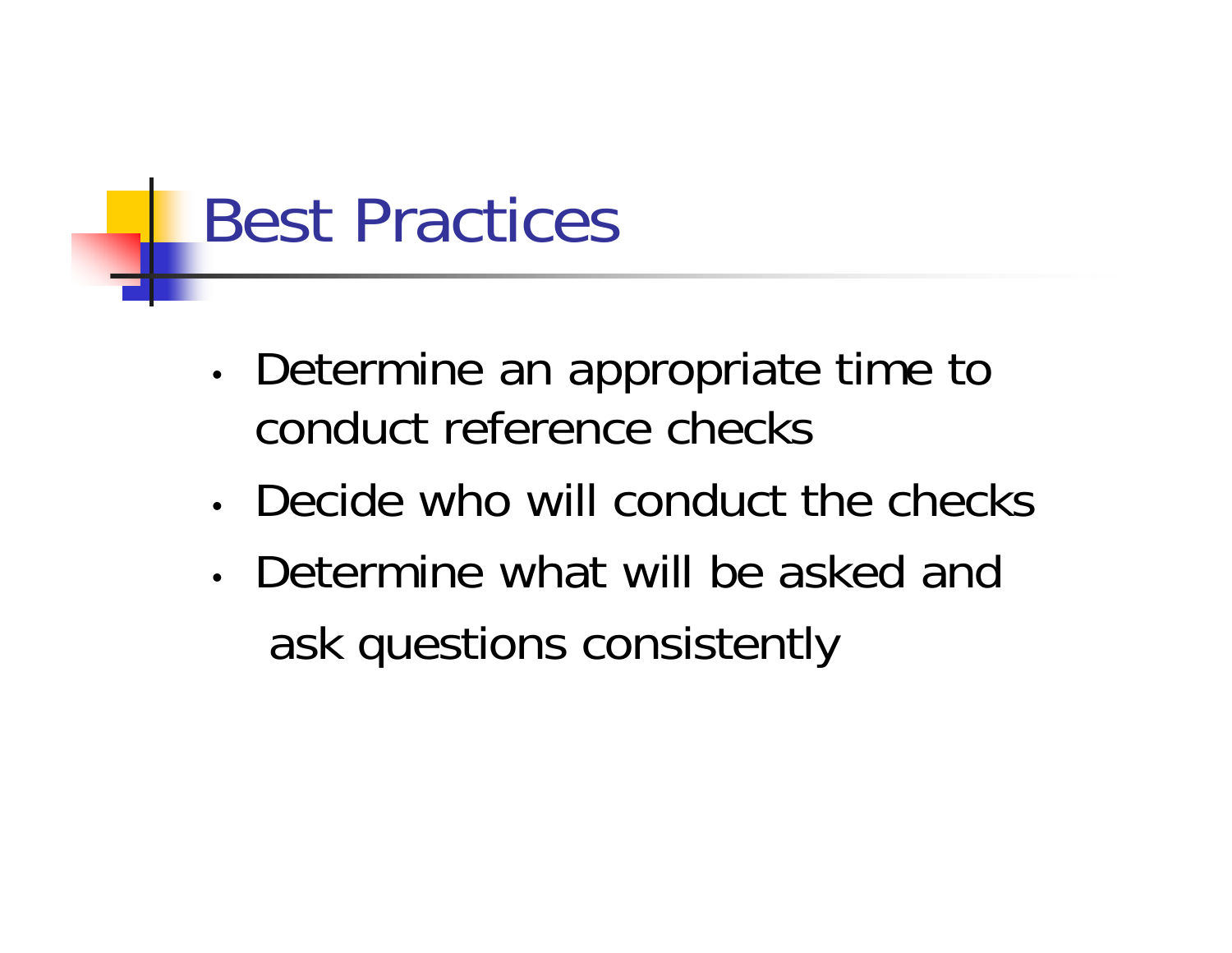# Best Practices

- Determine an appropriate time to conduct reference checks
- Decide who will conduct the checks
- Determine what will be asked and ask questions consistently